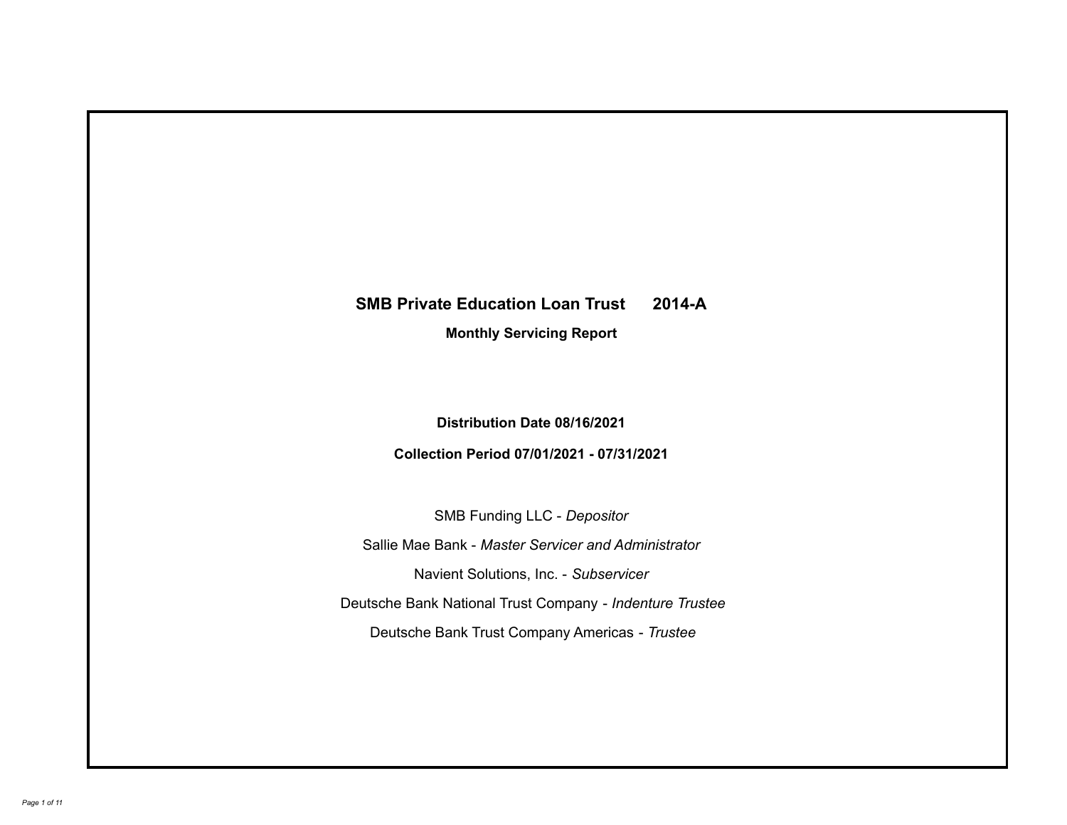# SMB Private Education Loan Trust 2014-A

**Monthly Servicing Report**

**Distribution Date 08/16/2021**

**Collection Period 07/01/2021 - 07/31/2021**

SMB Funding LLC - *Depositor*

Sallie Mae Bank - *Master Servicer and Administrator*

Navient Solutions, Inc. - *Subservicer*

Deutsche Bank National Trust Company - *Indenture Trustee*

Deutsche Bank Trust Company Americas - *Trustee*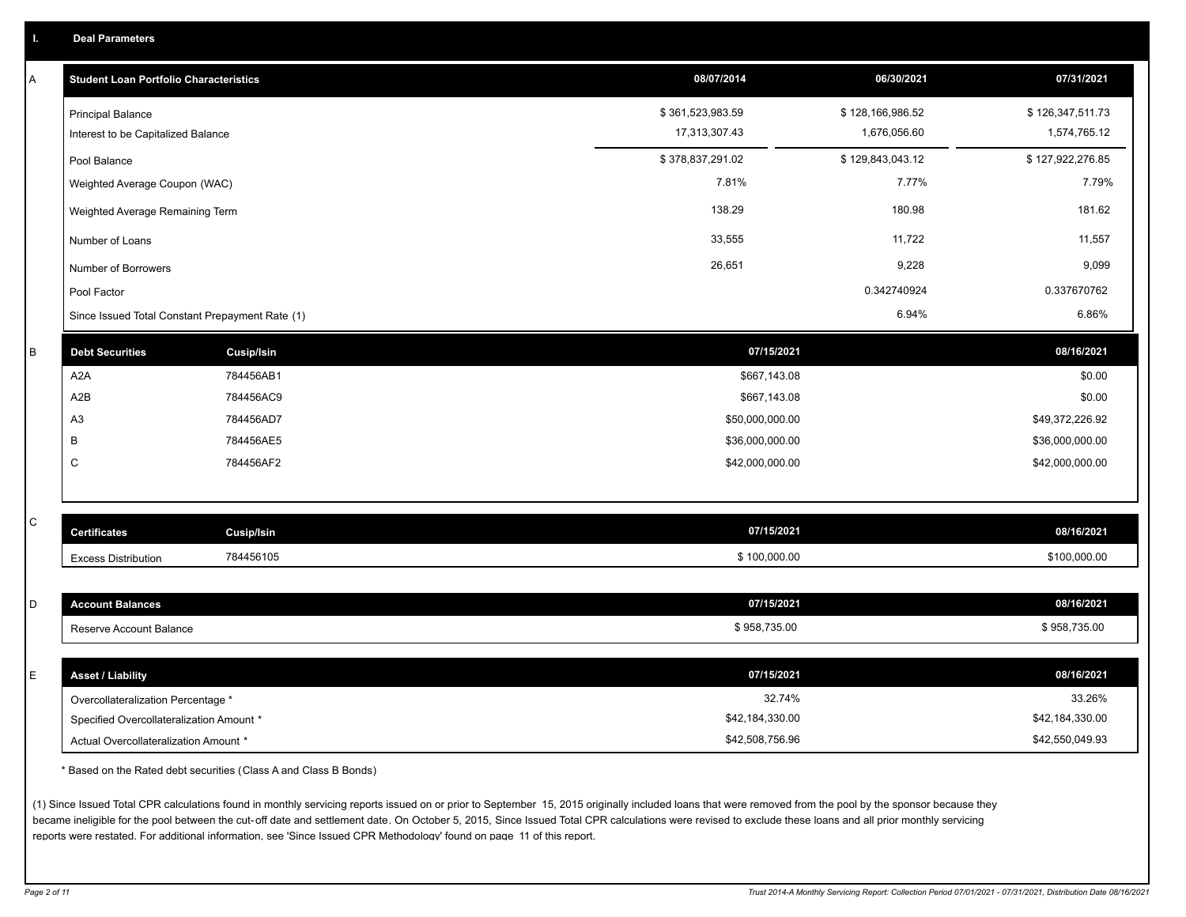## I. Deal Parameters

### A

| Student Loan Portfolio Characteristics | 08/07/2014 | 06/30/2021 | 07/31/2021 |
|---|---|---|---|
| Principal Balance | $ 361,523,983.59 | $ 128,166,986.52 | $ 126,347,511.73 |
| Interest to be Capitalized Balance | 17,313,307.43 | 1,676,056.60 | 1,574,765.12 |
| Pool Balance | $ 378,837,291.02 | $ 129,843,043.12 | $ 127,922,276.85 |
| Weighted Average Coupon (WAC) | 7.81% | 7.77% | 7.79% |
| Weighted Average Remaining Term | 138.29 | 180.98 | 181.62 |
| Number of Loans | 33,555 | 11,722 | 11,557 |
| Number of Borrowers | 26,651 | 9,228 | 9,099 |
| Pool Factor | | 0.342740924 | 0.337670762 |
| Since Issued Total Constant Prepayment Rate (1) | | 6.94% | 6.86% |

### B

| Debt Securities | Cusip/Isin | 07/15/2021 | 08/16/2021 |
|---|---|---|---|
| A2A | 784456AB1 | $667,143.08 | $0.00 |
| A2B | 784456AC9 | $667,143.08 | $0.00 |
| A3 | 784456AD7 | $50,000,000.00 | $49,372,226.92 |
| B | 784456AE5 | $36,000,000.00 | $36,000,000.00 |
| C | 784456AF2 | $42,000,000.00 | $42,000,000.00 |

### C

| Certificates | Cusip/Isin | 07/15/2021 | 08/16/2021 |
|---|---|---|---|
| Excess Distribution | 784456105 | $ 100,000.00 | $100,000.00 |

### D

| Account Balances | 07/15/2021 | 08/16/2021 |
|---|---|---|
| Reserve Account Balance | $ 958,735.00 | $ 958,735.00 |

### E

| Asset / Liability | 07/15/2021 | 08/16/2021 |
|---|---|---|
| Overcollateralization Percentage * | 32.74% | 33.26% |
| Specified Overcollateralization Amount * | $42,184,330.00 | $42,184,330.00 |
| Actual Overcollateralization Amount * | $42,508,756.96 | $42,550,049.93 |

* Based on the Rated debt securities (Class A and Class B Bonds)

(1) Since Issued Total CPR calculations found in monthly servicing reports issued on or prior to September 15, 2015 originally included loans that were removed from the pool by the sponsor because they became ineligible for the pool between the cut-off date and settlement date. On October 5, 2015, Since Issued Total CPR calculations were revised to exclude these loans and all prior monthly servicing reports were restated. For additional information, see 'Since Issued CPR Methodology' found on page 11 of this report.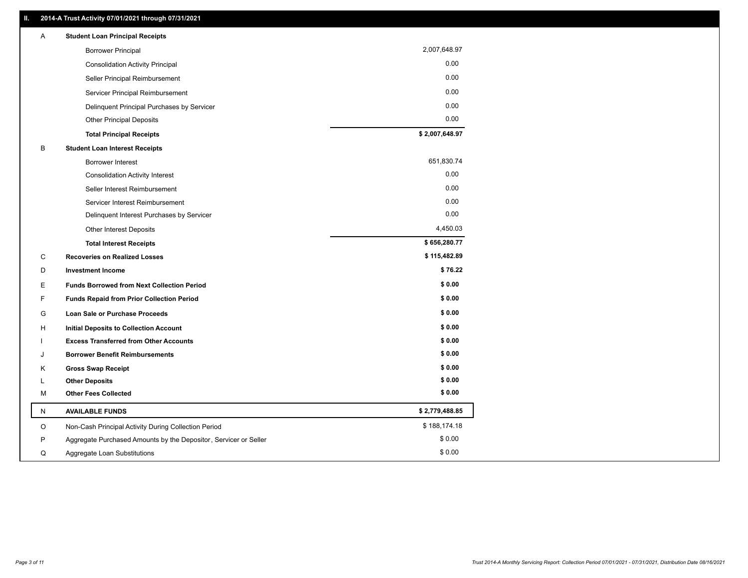## II. 2014-A Trust Activity 07/01/2021 through 07/31/2021

| | | |
|---|---|---|
| A | **Student Loan Principal Receipts** | |
| | Borrower Principal | 2,007,648.97 |
| | Consolidation Activity Principal | 0.00 |
| | Seller Principal Reimbursement | 0.00 |
| | Servicer Principal Reimbursement | 0.00 |
| | Delinquent Principal Purchases by Servicer | 0.00 |
| | Other Principal Deposits | 0.00 |
| | **Total Principal Receipts** | **$ 2,007,648.97** |
| B | **Student Loan Interest Receipts** | |
| | Borrower Interest | 651,830.74 |
| | Consolidation Activity Interest | 0.00 |
| | Seller Interest Reimbursement | 0.00 |
| | Servicer Interest Reimbursement | 0.00 |
| | Delinquent Interest Purchases by Servicer | 0.00 |
| | Other Interest Deposits | 4,450.03 |
| | **Total Interest Receipts** | **$ 656,280.77** |
| C | **Recoveries on Realized Losses** | **$ 115,482.89** |
| D | **Investment Income** | **$ 76.22** |
| E | **Funds Borrowed from Next Collection Period** | **$ 0.00** |
| F | **Funds Repaid from Prior Collection Period** | **$ 0.00** |
| G | **Loan Sale or Purchase Proceeds** | **$ 0.00** |
| H | **Initial Deposits to Collection Account** | **$ 0.00** |
| I | **Excess Transferred from Other Accounts** | **$ 0.00** |
| J | **Borrower Benefit Reimbursements** | **$ 0.00** |
| K | **Gross Swap Receipt** | **$ 0.00** |
| L | **Other Deposits** | **$ 0.00** |
| M | **Other Fees Collected** | **$ 0.00** |
| N | **AVAILABLE FUNDS** | **$ 2,779,488.85** |
| O | Non-Cash Principal Activity During Collection Period | $ 188,174.18 |
| P | Aggregate Purchased Amounts by the Depositor, Servicer or Seller | $ 0.00 |
| Q | Aggregate Loan Substitutions | $ 0.00 |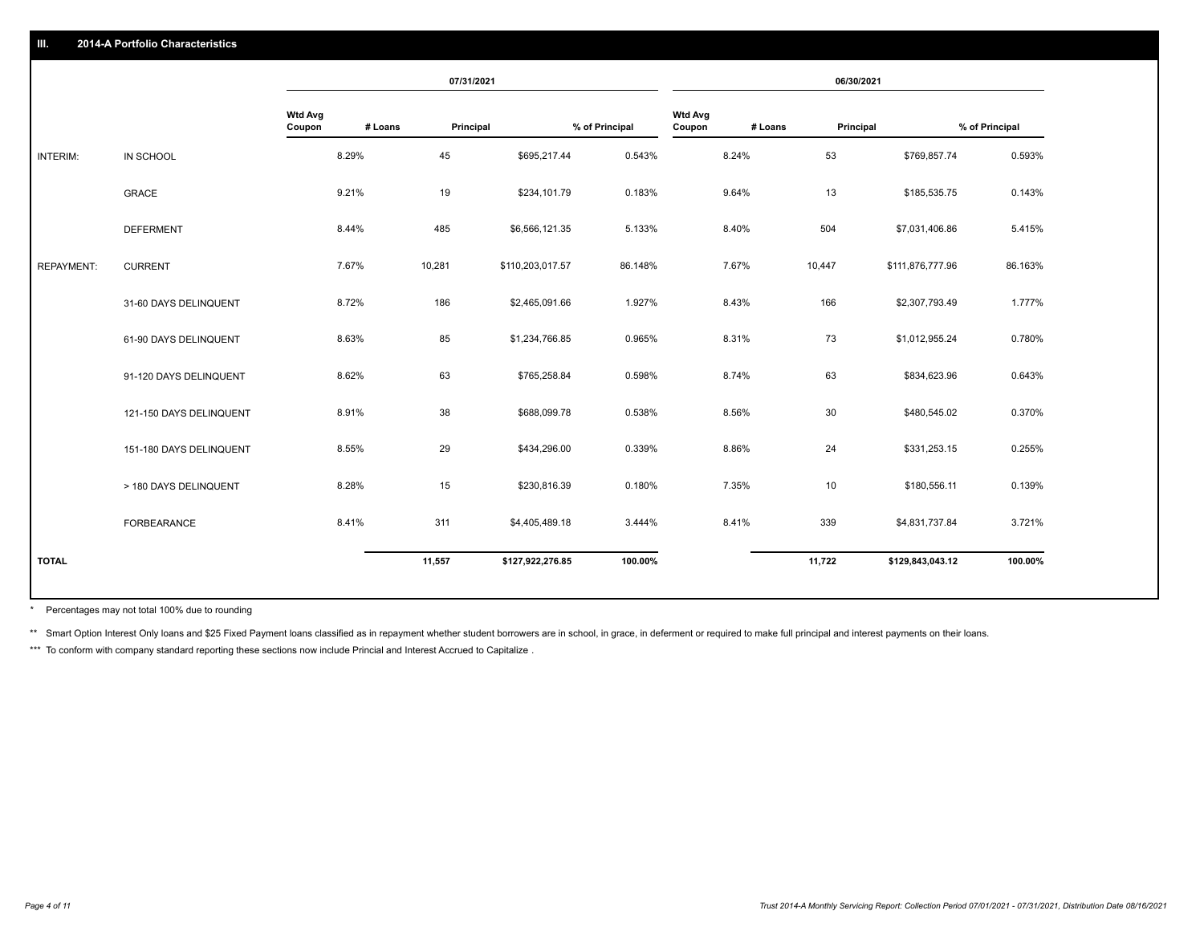## III. 2014-A Portfolio Characteristics

| | | 07/31/2021 | | | | 06/30/2021 | | | |
|---|---|---|---|---|---|---|---|---|---|
| | | Wtd Avg Coupon | # Loans | Principal | % of Principal | Wtd Avg Coupon | # Loans | Principal | % of Principal |
| INTERIM: | IN SCHOOL | 8.29% | 45 | $695,217.44 | 0.543% | 8.24% | 53 | $769,857.74 | 0.593% |
| | GRACE | 9.21% | 19 | $234,101.79 | 0.183% | 9.64% | 13 | $185,535.75 | 0.143% |
| | DEFERMENT | 8.44% | 485 | $6,566,121.35 | 5.133% | 8.40% | 504 | $7,031,406.86 | 5.415% |
| REPAYMENT: | CURRENT | 7.67% | 10,281 | $110,203,017.57 | 86.148% | 7.67% | 10,447 | $111,876,777.96 | 86.163% |
| | 31-60 DAYS DELINQUENT | 8.72% | 186 | $2,465,091.66 | 1.927% | 8.43% | 166 | $2,307,793.49 | 1.777% |
| | 61-90 DAYS DELINQUENT | 8.63% | 85 | $1,234,766.85 | 0.965% | 8.31% | 73 | $1,012,955.24 | 0.780% |
| | 91-120 DAYS DELINQUENT | 8.62% | 63 | $765,258.84 | 0.598% | 8.74% | 63 | $834,623.96 | 0.643% |
| | 121-150 DAYS DELINQUENT | 8.91% | 38 | $688,099.78 | 0.538% | 8.56% | 30 | $480,545.02 | 0.370% |
| | 151-180 DAYS DELINQUENT | 8.55% | 29 | $434,296.00 | 0.339% | 8.86% | 24 | $331,253.15 | 0.255% |
| | > 180 DAYS DELINQUENT | 8.28% | 15 | $230,816.39 | 0.180% | 7.35% | 10 | $180,556.11 | 0.139% |
| | FORBEARANCE | 8.41% | 311 | $4,405,489.18 | 3.444% | 8.41% | 339 | $4,831,737.84 | 3.721% |
| TOTAL | | | 11,557 | $127,922,276.85 | 100.00% | | 11,722 | $129,843,043.12 | 100.00% |

* Percentages may not total 100% due to rounding

** Smart Option Interest Only loans and $25 Fixed Payment loans classified as in repayment whether student borrowers are in school, in grace, in deferment or required to make full principal and interest payments on their loans.

*** To conform with company standard reporting these sections now include Princial and Interest Accrued to Capitalize .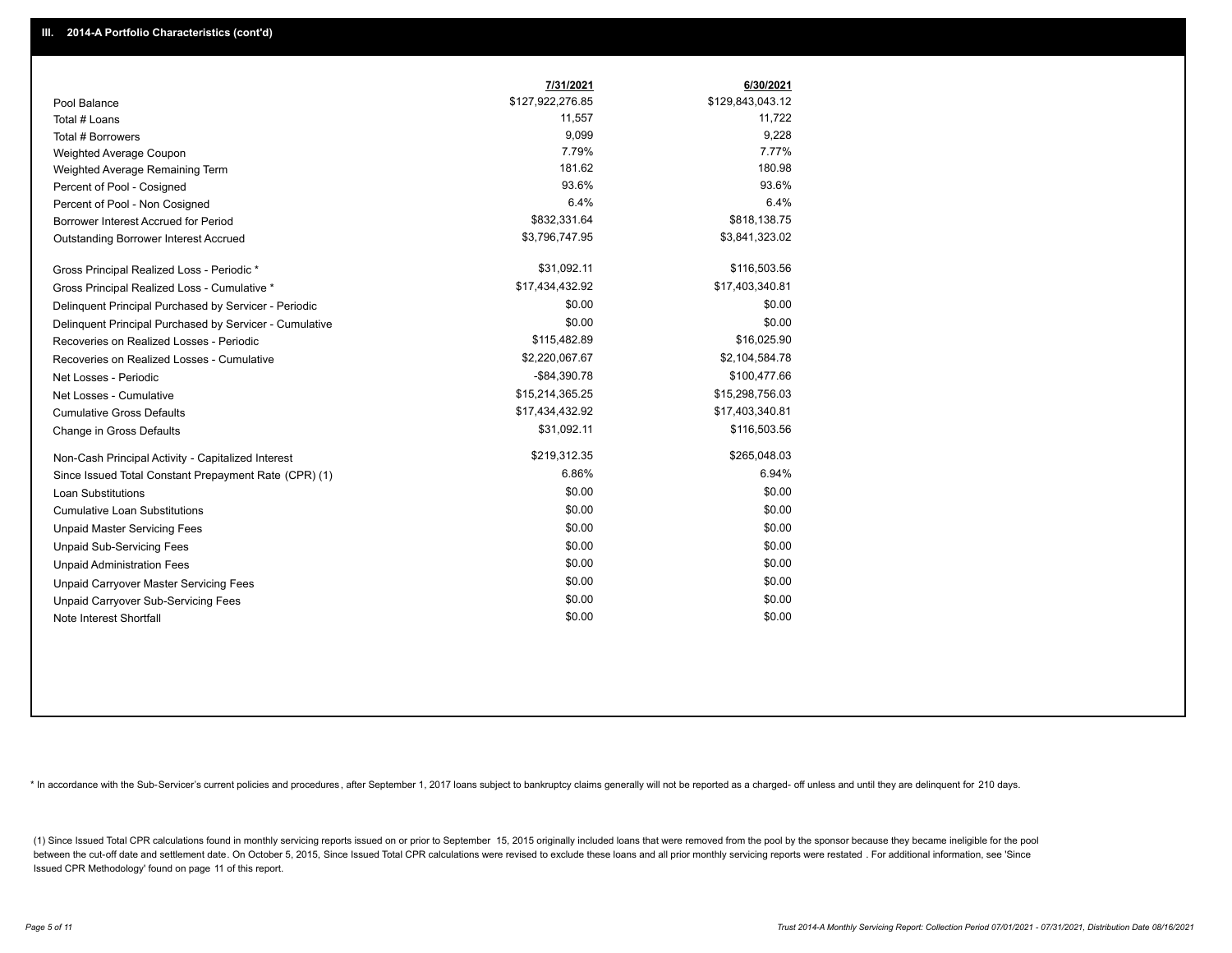## III. 2014-A Portfolio Characteristics (cont'd)

| | 7/31/2021 | 6/30/2021 |
|---|---|---|
| Pool Balance | $127,922,276.85 | $129,843,043.12 |
| Total # Loans | 11,557 | 11,722 |
| Total # Borrowers | 9,099 | 9,228 |
| Weighted Average Coupon | 7.79% | 7.77% |
| Weighted Average Remaining Term | 181.62 | 180.98 |
| Percent of Pool - Cosigned | 93.6% | 93.6% |
| Percent of Pool - Non Cosigned | 6.4% | 6.4% |
| Borrower Interest Accrued for Period | $832,331.64 | $818,138.75 |
| Outstanding Borrower Interest Accrued | $3,796,747.95 | $3,841,323.02 |
| Gross Principal Realized Loss - Periodic * | $31,092.11 | $116,503.56 |
| Gross Principal Realized Loss - Cumulative * | $17,434,432.92 | $17,403,340.81 |
| Delinquent Principal Purchased by Servicer - Periodic | $0.00 | $0.00 |
| Delinquent Principal Purchased by Servicer - Cumulative | $0.00 | $0.00 |
| Recoveries on Realized Losses - Periodic | $115,482.89 | $16,025.90 |
| Recoveries on Realized Losses - Cumulative | $2,220,067.67 | $2,104,584.78 |
| Net Losses - Periodic | -$84,390.78 | $100,477.66 |
| Net Losses - Cumulative | $15,214,365.25 | $15,298,756.03 |
| Cumulative Gross Defaults | $17,434,432.92 | $17,403,340.81 |
| Change in Gross Defaults | $31,092.11 | $116,503.56 |
| Non-Cash Principal Activity - Capitalized Interest | $219,312.35 | $265,048.03 |
| Since Issued Total Constant Prepayment Rate (CPR) (1) | 6.86% | 6.94% |
| Loan Substitutions | $0.00 | $0.00 |
| Cumulative Loan Substitutions | $0.00 | $0.00 |
| Unpaid Master Servicing Fees | $0.00 | $0.00 |
| Unpaid Sub-Servicing Fees | $0.00 | $0.00 |
| Unpaid Administration Fees | $0.00 | $0.00 |
| Unpaid Carryover Master Servicing Fees | $0.00 | $0.00 |
| Unpaid Carryover Sub-Servicing Fees | $0.00 | $0.00 |
| Note Interest Shortfall | $0.00 | $0.00 |

* In accordance with the Sub-Servicer's current policies and procedures, after September 1, 2017 loans subject to bankruptcy claims generally will not be reported as a charged- off unless and until they are delinquent for 210 days.

(1) Since Issued Total CPR calculations found in monthly servicing reports issued on or prior to September 15, 2015 originally included loans that were removed from the pool by the sponsor because they became ineligible for the pool between the cut-off date and settlement date. On October 5, 2015, Since Issued Total CPR calculations were revised to exclude these loans and all prior monthly servicing reports were restated . For additional information, see 'Since Issued CPR Methodology' found on page 11 of this report.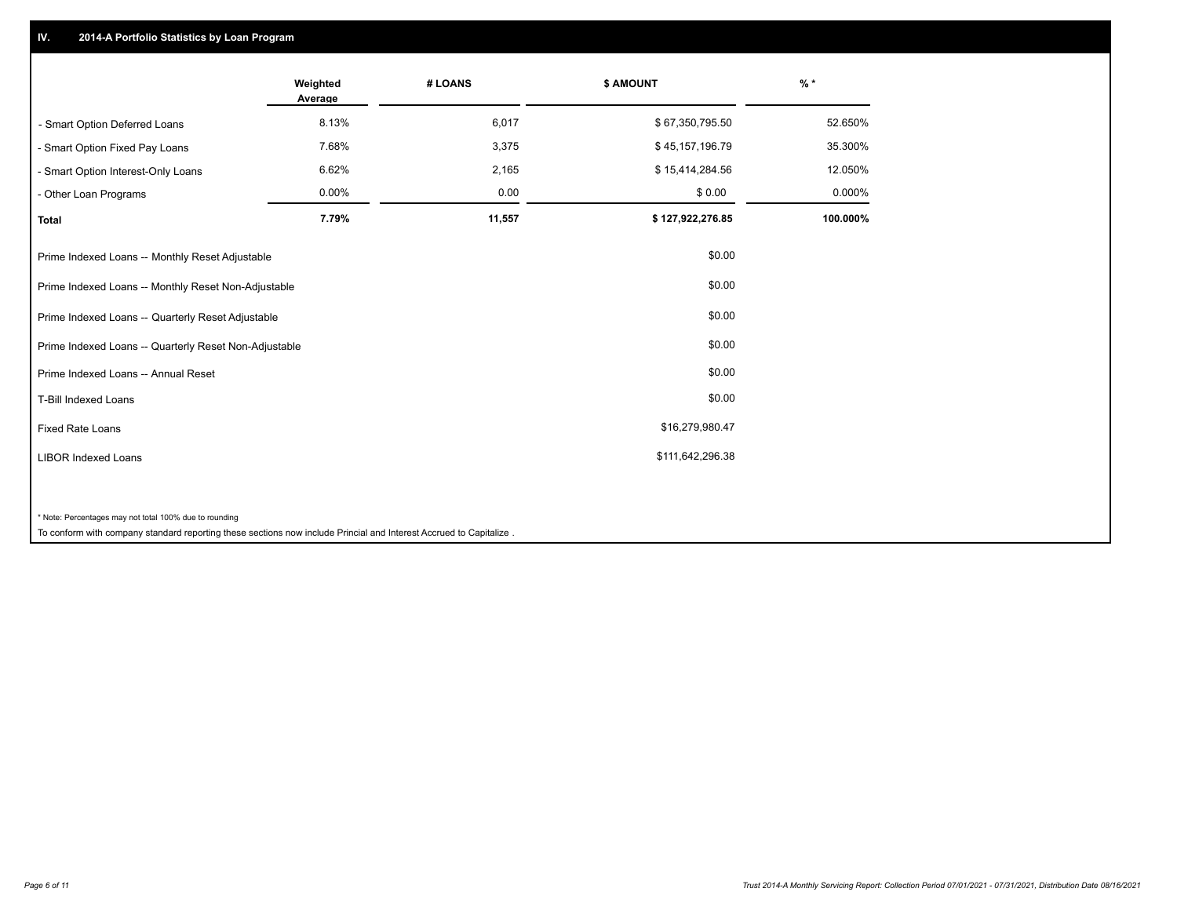## IV. 2014-A Portfolio Statistics by Loan Program

| | Weighted Average | # LOANS | $ AMOUNT | % * |
|---|---|---|---|---|
| - Smart Option Deferred Loans | 8.13% | 6,017 | $ 67,350,795.50 | 52.650% |
| - Smart Option Fixed Pay Loans | 7.68% | 3,375 | $ 45,157,196.79 | 35.300% |
| - Smart Option Interest-Only Loans | 6.62% | 2,165 | $ 15,414,284.56 | 12.050% |
| - Other Loan Programs | 0.00% | 0.00 | $ 0.00 | 0.000% |
| **Total** | **7.79%** | **11,557** | **$ 127,922,276.85** | **100.000%** |

| | |
|---|---|
| Prime Indexed Loans -- Monthly Reset Adjustable | $0.00 |
| Prime Indexed Loans -- Monthly Reset Non-Adjustable | $0.00 |
| Prime Indexed Loans -- Quarterly Reset Adjustable | $0.00 |
| Prime Indexed Loans -- Quarterly Reset Non-Adjustable | $0.00 |
| Prime Indexed Loans -- Annual Reset | $0.00 |
| T-Bill Indexed Loans | $0.00 |
| Fixed Rate Loans | $16,279,980.47 |
| LIBOR Indexed Loans | $111,642,296.38 |

* Note: Percentages may not total 100% due to rounding

To conform with company standard reporting these sections now include Princial and Interest Accrued to Capitalize .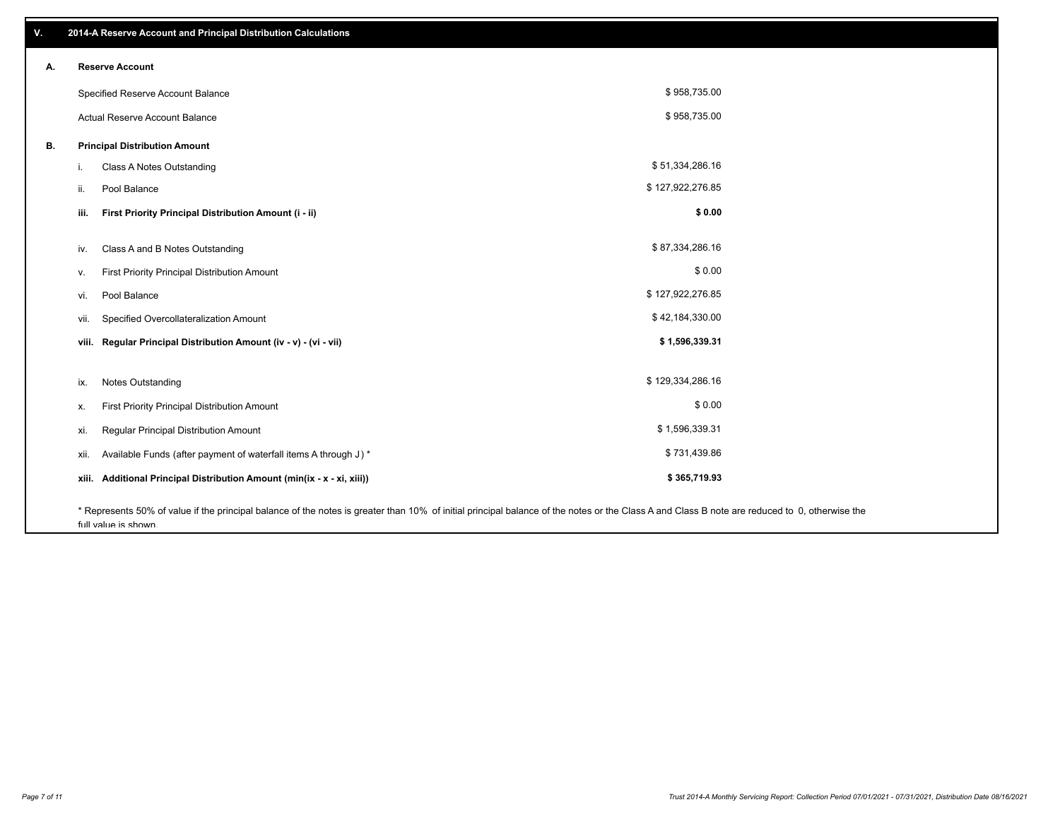## V. 2014-A Reserve Account and Principal Distribution Calculations

### A. Reserve Account

| | |
|---|---|
| Specified Reserve Account Balance | $ 958,735.00 |
| Actual Reserve Account Balance | $ 958,735.00 |

### B. Principal Distribution Amount

| | | |
|---|---|---|
| i. | Class A Notes Outstanding | $ 51,334,286.16 |
| ii. | Pool Balance | $ 127,922,276.85 |
| **iii.** | **First Priority Principal Distribution Amount (i - ii)** | **$ 0.00** |
| iv. | Class A and B Notes Outstanding | $ 87,334,286.16 |
| v. | First Priority Principal Distribution Amount | $ 0.00 |
| vi. | Pool Balance | $ 127,922,276.85 |
| vii. | Specified Overcollateralization Amount | $ 42,184,330.00 |
| **viii.** | **Regular Principal Distribution Amount (iv - v) - (vi - vii)** | **$ 1,596,339.31** |
| ix. | Notes Outstanding | $ 129,334,286.16 |
| x. | First Priority Principal Distribution Amount | $ 0.00 |
| xi. | Regular Principal Distribution Amount | $ 1,596,339.31 |
| xii. | Available Funds (after payment of waterfall items A through J ) * | $ 731,439.86 |
| **xiii.** | **Additional Principal Distribution Amount (min(ix - x - xi, xiii))** | **$ 365,719.93** |

* Represents 50% of value if the principal balance of the notes is greater than 10% of initial principal balance of the notes or the Class A and Class B note are reduced to 0, otherwise the full value is shown.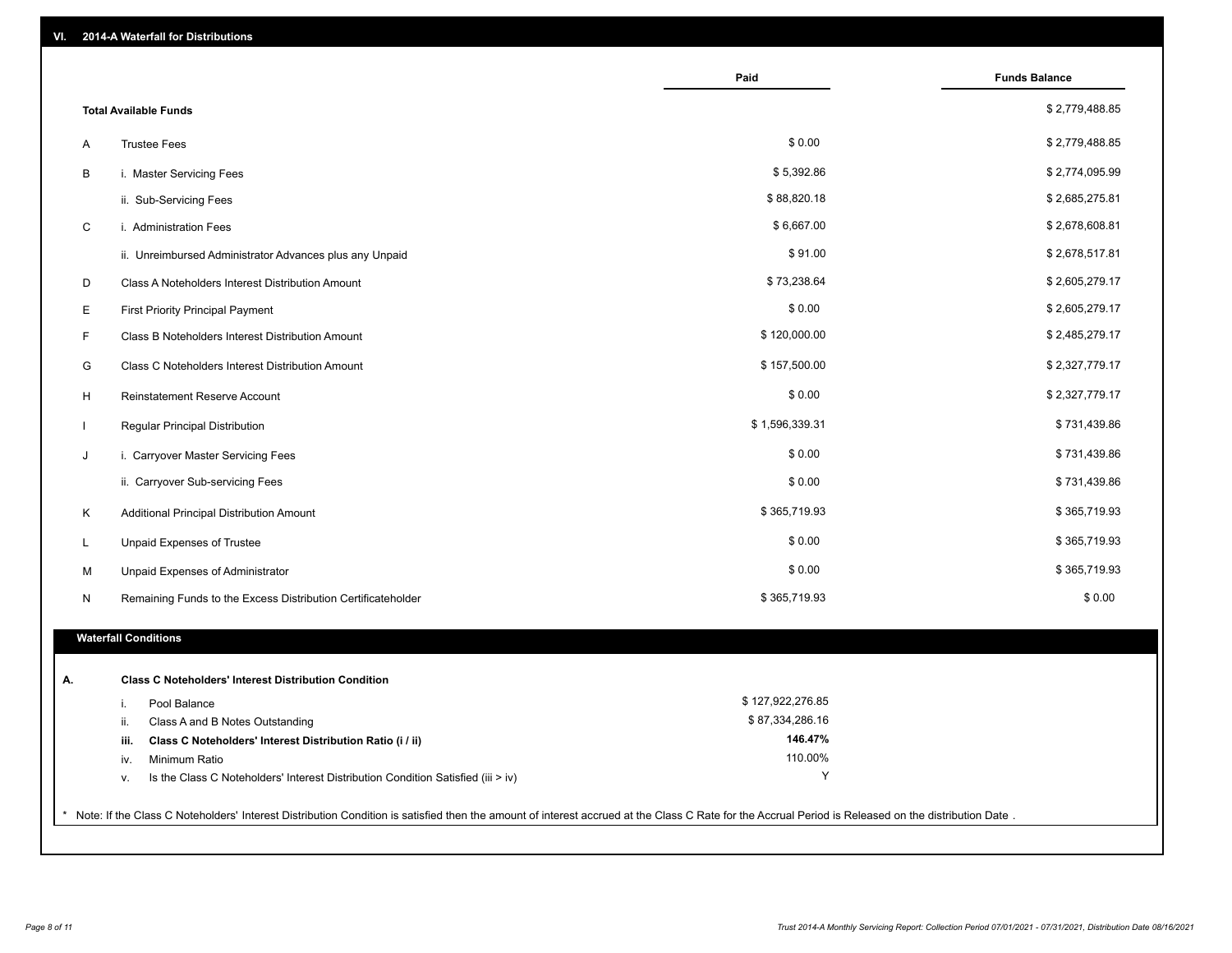## VI. 2014-A Waterfall for Distributions

| | | Paid | Funds Balance |
|---|---|---|---|
| | **Total Available Funds** | | $ 2,779,488.85 |
| A | Trustee Fees | $ 0.00 | $ 2,779,488.85 |
| B | i. Master Servicing Fees | $ 5,392.86 | $ 2,774,095.99 |
| | ii. Sub-Servicing Fees | $ 88,820.18 | $ 2,685,275.81 |
| C | i. Administration Fees | $ 6,667.00 | $ 2,678,608.81 |
| | ii. Unreimbursed Administrator Advances plus any Unpaid | $ 91.00 | $ 2,678,517.81 |
| D | Class A Noteholders Interest Distribution Amount | $ 73,238.64 | $ 2,605,279.17 |
| E | First Priority Principal Payment | $ 0.00 | $ 2,605,279.17 |
| F | Class B Noteholders Interest Distribution Amount | $ 120,000.00 | $ 2,485,279.17 |
| G | Class C Noteholders Interest Distribution Amount | $ 157,500.00 | $ 2,327,779.17 |
| H | Reinstatement Reserve Account | $ 0.00 | $ 2,327,779.17 |
| I | Regular Principal Distribution | $ 1,596,339.31 | $ 731,439.86 |
| J | i. Carryover Master Servicing Fees | $ 0.00 | $ 731,439.86 |
| | ii. Carryover Sub-servicing Fees | $ 0.00 | $ 731,439.86 |
| K | Additional Principal Distribution Amount | $ 365,719.93 | $ 365,719.93 |
| L | Unpaid Expenses of Trustee | $ 0.00 | $ 365,719.93 |
| M | Unpaid Expenses of Administrator | $ 0.00 | $ 365,719.93 |
| N | Remaining Funds to the Excess Distribution Certificateholder | $ 365,719.93 | $ 0.00 |

### Waterfall Conditions

| | | | |
|---|---|---|---|
| **A.** | | **Class C Noteholders' Interest Distribution Condition** | |
| | i. | Pool Balance | $ 127,922,276.85 |
| | ii. | Class A and B Notes Outstanding | $ 87,334,286.16 |
| | **iii.** | **Class C Noteholders' Interest Distribution Ratio (i / ii)** | **146.47%** |
| | iv. | Minimum Ratio | 110.00% |
| | v. | Is the Class C Noteholders' Interest Distribution Condition Satisfied (iii > iv) | Y |

* Note: If the Class C Noteholders' Interest Distribution Condition is satisfied then the amount of interest accrued at the Class C Rate for the Accrual Period is Released on the distribution Date .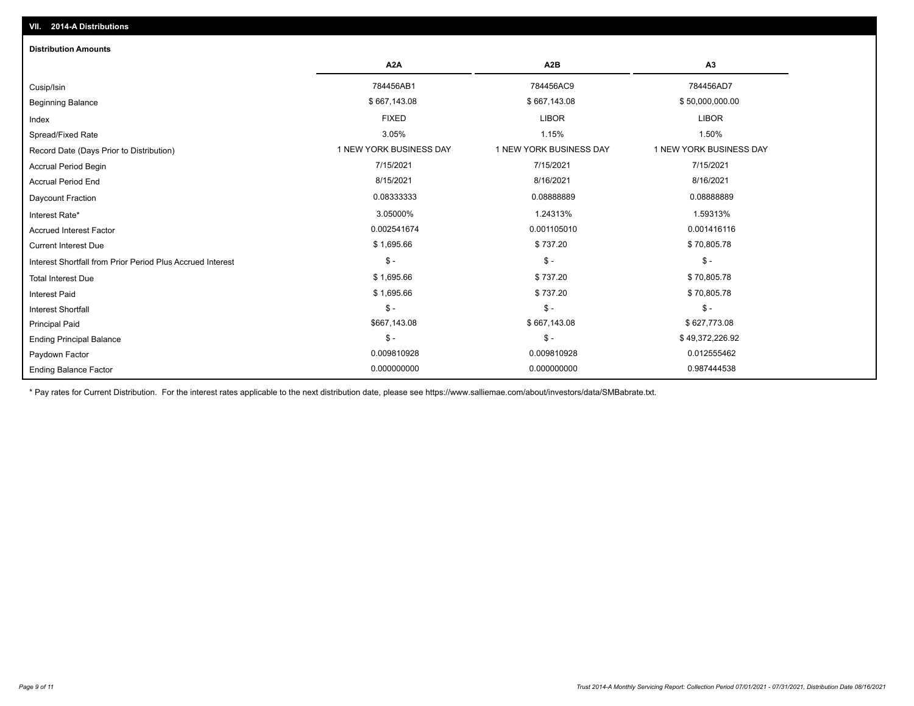## VII. 2014-A Distributions

### Distribution Amounts

| | A2A | A2B | A3 |
|---|---|---|---|
| Cusip/Isin | 784456AB1 | 784456AC9 | 784456AD7 |
| Beginning Balance | $ 667,143.08 | $ 667,143.08 | $ 50,000,000.00 |
| Index | FIXED | LIBOR | LIBOR |
| Spread/Fixed Rate | 3.05% | 1.15% | 1.50% |
| Record Date (Days Prior to Distribution) | 1 NEW YORK BUSINESS DAY | 1 NEW YORK BUSINESS DAY | 1 NEW YORK BUSINESS DAY |
| Accrual Period Begin | 7/15/2021 | 7/15/2021 | 7/15/2021 |
| Accrual Period End | 8/15/2021 | 8/16/2021 | 8/16/2021 |
| Daycount Fraction | 0.08333333 | 0.08888889 | 0.08888889 |
| Interest Rate* | 3.05000% | 1.24313% | 1.59313% |
| Accrued Interest Factor | 0.002541674 | 0.001105010 | 0.001416116 |
| Current Interest Due | $ 1,695.66 | $ 737.20 | $ 70,805.78 |
| Interest Shortfall from Prior Period Plus Accrued Interest | $ - | $ - | $ - |
| Total Interest Due | $ 1,695.66 | $ 737.20 | $ 70,805.78 |
| Interest Paid | $ 1,695.66 | $ 737.20 | $ 70,805.78 |
| Interest Shortfall | $ - | $ - | $ - |
| Principal Paid | $667,143.08 | $ 667,143.08 | $ 627,773.08 |
| Ending Principal Balance | $ - | $ - | $ 49,372,226.92 |
| Paydown Factor | 0.009810928 | 0.009810928 | 0.012555462 |
| Ending Balance Factor | 0.000000000 | 0.000000000 | 0.987444538 |

* Pay rates for Current Distribution. For the interest rates applicable to the next distribution date, please see https://www.salliemae.com/about/investors/data/SMBabrate.txt.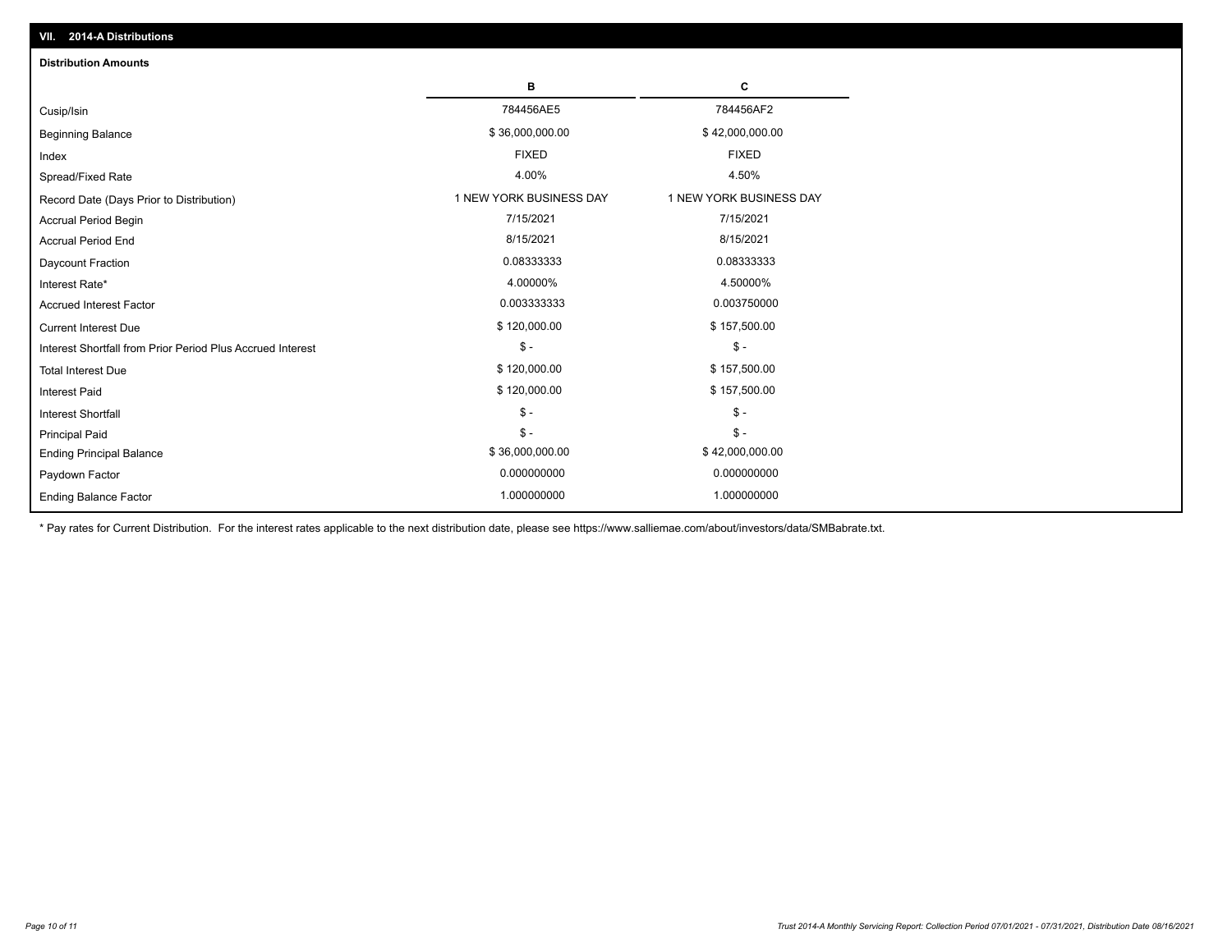## VII. 2014-A Distributions

### Distribution Amounts

| | B | C |
|---|---|---|
| Cusip/Isin | 784456AE5 | 784456AF2 |
| Beginning Balance | $ 36,000,000.00 | $ 42,000,000.00 |
| Index | FIXED | FIXED |
| Spread/Fixed Rate | 4.00% | 4.50% |
| Record Date (Days Prior to Distribution) | 1 NEW YORK BUSINESS DAY | 1 NEW YORK BUSINESS DAY |
| Accrual Period Begin | 7/15/2021 | 7/15/2021 |
| Accrual Period End | 8/15/2021 | 8/15/2021 |
| Daycount Fraction | 0.08333333 | 0.08333333 |
| Interest Rate* | 4.00000% | 4.50000% |
| Accrued Interest Factor | 0.003333333 | 0.003750000 |
| Current Interest Due | $ 120,000.00 | $ 157,500.00 |
| Interest Shortfall from Prior Period Plus Accrued Interest | $ - | $ - |
| Total Interest Due | $ 120,000.00 | $ 157,500.00 |
| Interest Paid | $ 120,000.00 | $ 157,500.00 |
| Interest Shortfall | $ - | $ - |
| Principal Paid | $ - | $ - |
| Ending Principal Balance | $ 36,000,000.00 | $ 42,000,000.00 |
| Paydown Factor | 0.000000000 | 0.000000000 |
| Ending Balance Factor | 1.000000000 | 1.000000000 |

* Pay rates for Current Distribution. For the interest rates applicable to the next distribution date, please see https://www.salliemae.com/about/investors/data/SMBabrate.txt.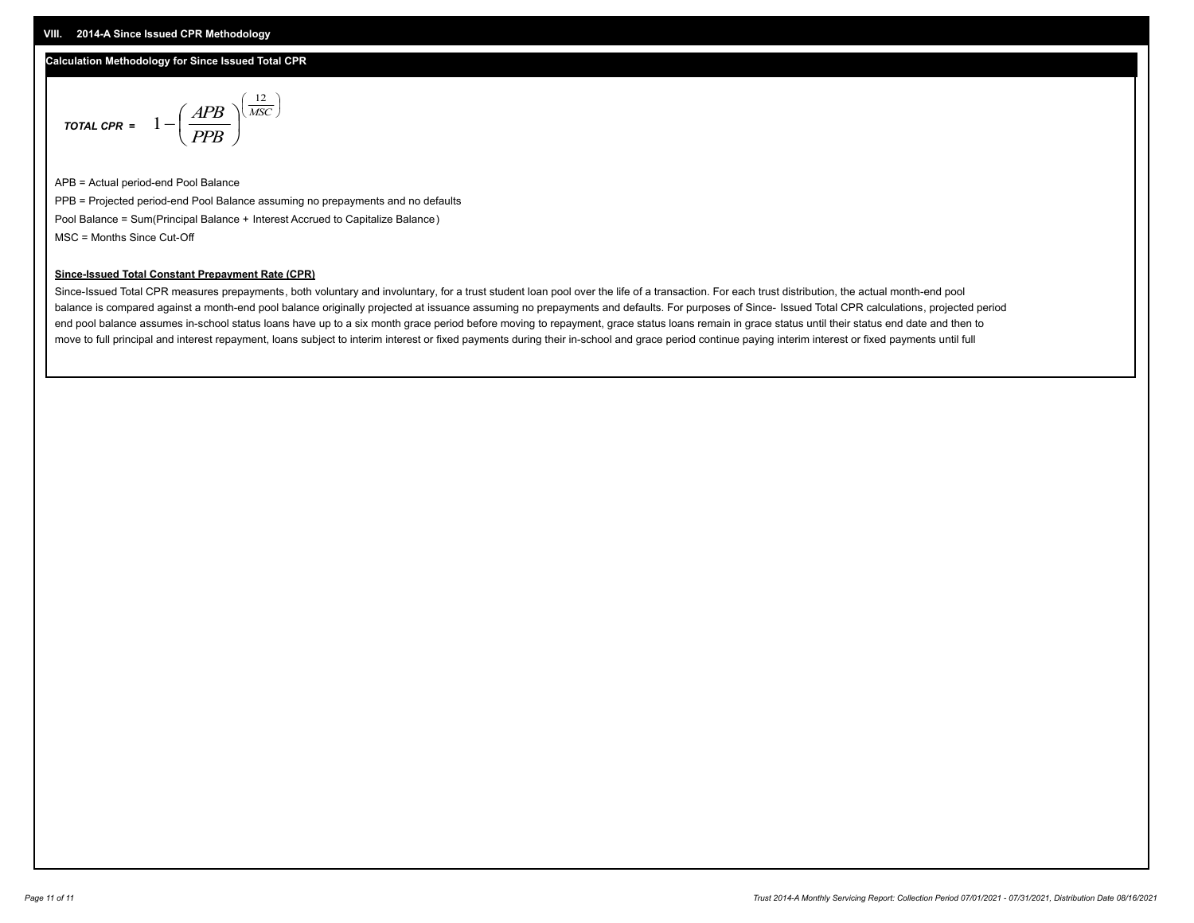## VIII. 2014-A Since Issued CPR Methodology

### Calculation Methodology for Since Issued Total CPR

$$\textbf{\textit{TOTAL CPR}} = 1 - \left( \frac{APB}{PPB} \right)^{\left( \frac{12}{MSC} \right)}$$

APB = Actual period-end Pool Balance

PPB = Projected period-end Pool Balance assuming no prepayments and no defaults

Pool Balance = Sum(Principal Balance + Interest Accrued to Capitalize Balance)

MSC = Months Since Cut-Off

**Since-Issued Total Constant Prepayment Rate (CPR)**

Since-Issued Total CPR measures prepayments, both voluntary and involuntary, for a trust student loan pool over the life of a transaction. For each trust distribution, the actual month-end pool balance is compared against a month-end pool balance originally projected at issuance assuming no prepayments and defaults. For purposes of Since- Issued Total CPR calculations, projected period end pool balance assumes in-school status loans have up to a six month grace period before moving to repayment, grace status loans remain in grace status until their status end date and then to move to full principal and interest repayment, loans subject to interim interest or fixed payments during their in-school and grace period continue paying interim interest or fixed payments until full